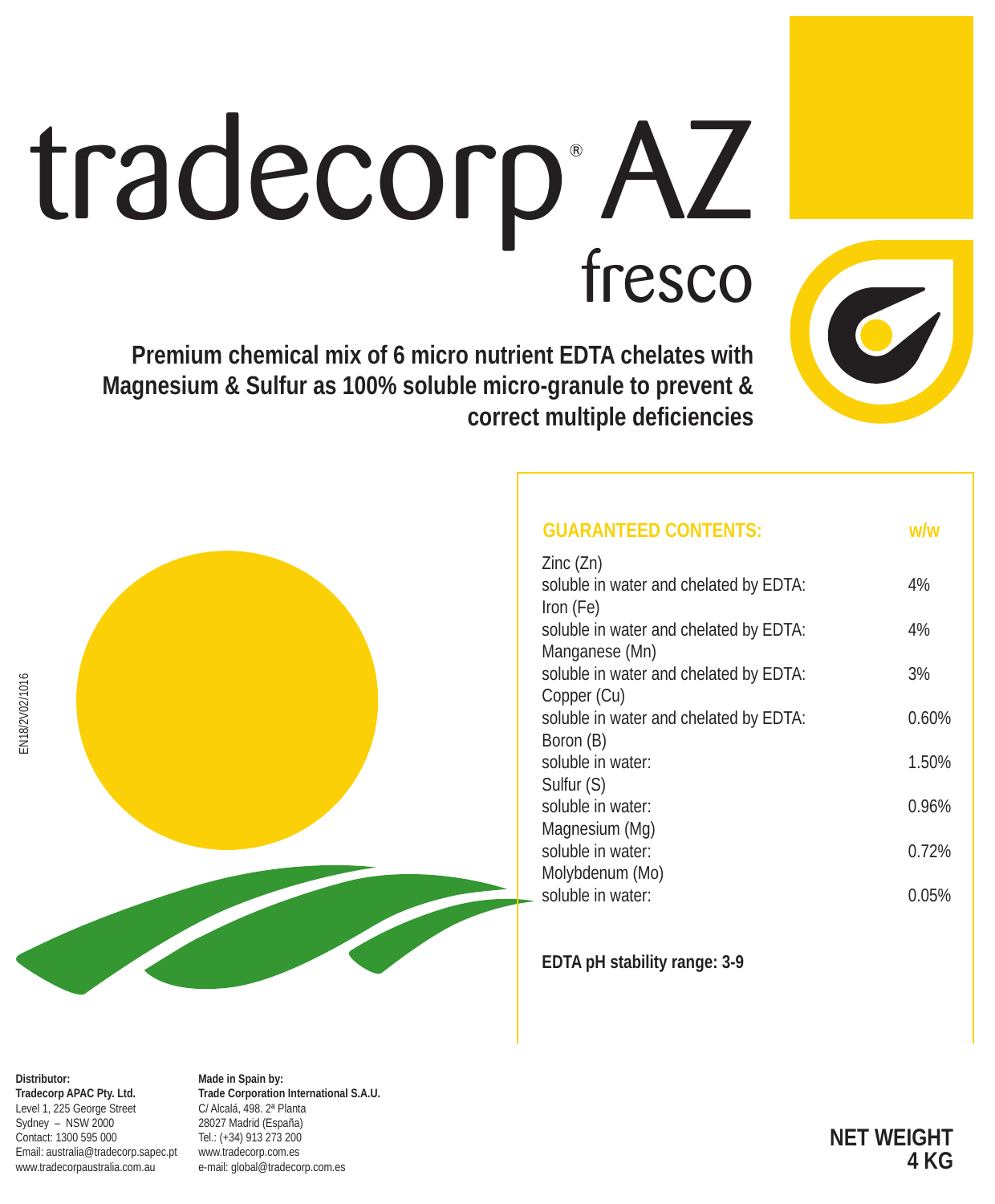# tradecorp® AZ fresco

**Premium chemical mix of 6 micro nutrient EDTA chelates with Magnesium & Sulfur as 100% soluble micro-granule to prevent & correct multiple deficiencies**

EN18/2V02/1016

| GUARANTEED CONTENTS: | w/w |
| --- | --- |
| Zinc (Zn) soluble in water and chelated by EDTA: | 4% |
| Iron (Fe) soluble in water and chelated by EDTA: | 4% |
| Manganese (Mn) soluble in water and chelated by EDTA: | 3% |
| Copper (Cu) soluble in water and chelated by EDTA: | 0.60% |
| Boron (B) soluble in water: | 1.50% |
| Sulfur (S) soluble in water: | 0.96% |
| Magnesium (Mg) soluble in water: | 0.72% |
| Molybdenum (Mo) soluble in water: | 0.05% |

**EDTA pH stability range: 3-9**

**Distributor:**
**Tradecorp APAC Pty. Ltd.**
Level 1, 225 George Street
Sydney – NSW 2000
Contact: 1300 595 000
Email: australia@tradecorp.sapec.pt
www.tradecorpaustralia.com.au

**Made in Spain by:**
**Trade Corporation International S.A.U.**
C/ Alcalá, 498. 2ª Planta
28027 Madrid (España)
Tel.: (+34) 913 273 200
www.tradecorp.com.es
e-mail: global@tradecorp.com.es

**NET WEIGHT 4 KG**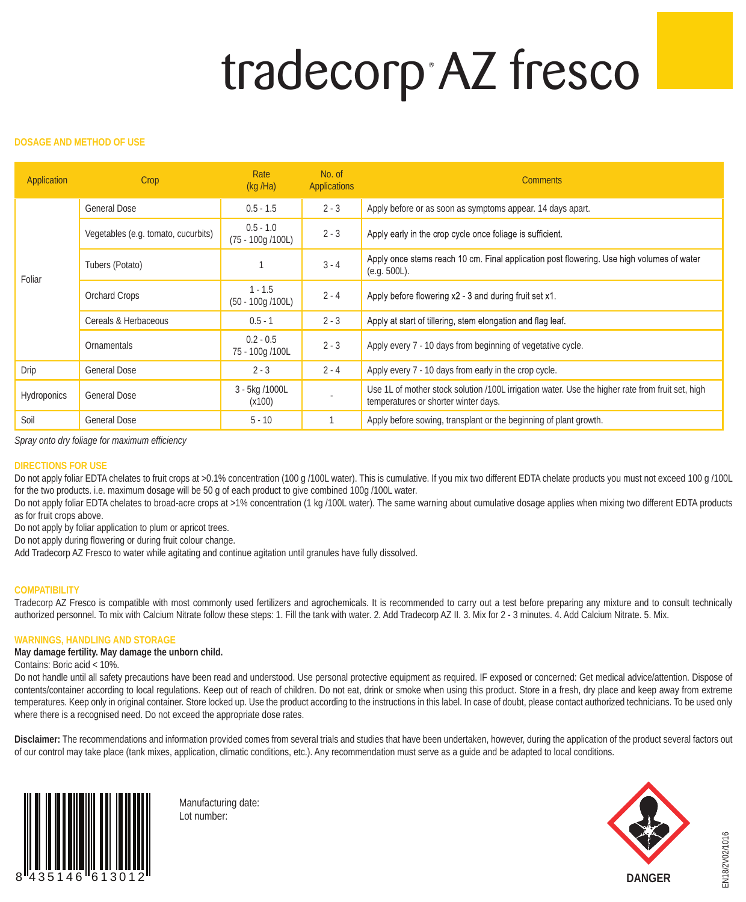# tradecorp® AZ fresco

## DOSAGE AND METHOD OF USE

| Application | Crop | Rate (kg /Ha) | No. of Applications | Comments |
|---|---|---|---|---|
| Foliar | General Dose | 0.5 - 1.5 | 2 - 3 | Apply before or as soon as symptoms appear. 14 days apart. |
| | Vegetables (e.g. tomato, cucurbits) | 0.5 - 1.0 (75 - 100g /100L) | 2 - 3 | Apply early in the crop cycle once foliage is sufficient. |
| | Tubers (Potato) | 1 | 3 - 4 | Apply once stems reach 10 cm. Final application post flowering. Use high volumes of water (e.g. 500L). |
| | Orchard Crops | 1 - 1.5 (50 - 100g /100L) | 2 - 4 | Apply before flowering x2 - 3 and during fruit set x1. |
| | Cereals & Herbaceous | 0.5 - 1 | 2 - 3 | Apply at start of tillering, stem elongation and flag leaf. |
| | Ornamentals | 0.2 - 0.5 75 - 100g /100L | 2 - 3 | Apply every 7 - 10 days from beginning of vegetative cycle. |
| Drip | General Dose | 2 - 3 | 2 - 4 | Apply every 7 - 10 days from early in the crop cycle. |
| Hydroponics | General Dose | 3 - 5kg /1000L (x100) | - | Use 1L of mother stock solution /100L irrigation water. Use the higher rate from fruit set, high temperatures or shorter winter days. |
| Soil | General Dose | 5 - 10 | 1 | Apply before sowing, transplant or the beginning of plant growth. |

*Spray onto dry foliage for maximum efficiency*

## DIRECTIONS FOR USE

Do not apply foliar EDTA chelates to fruit crops at >0.1% concentration (100 g /100L water). This is cumulative. If you mix two different EDTA chelate products you must not exceed 100 g /100L for the two products. i.e. maximum dosage will be 50 g of each product to give combined 100g /100L water.

Do not apply foliar EDTA chelates to broad-acre crops at >1% concentration (1 kg /100L water). The same warning about cumulative dosage applies when mixing two different EDTA products as for fruit crops above.

Do not apply by foliar application to plum or apricot trees.

Do not apply during flowering or during fruit colour change.

Add Tradecorp AZ Fresco to water while agitating and continue agitation until granules have fully dissolved.

## COMPATIBILITY

Tradecorp AZ Fresco is compatible with most commonly used fertilizers and agrochemicals. It is recommended to carry out a test before preparing any mixture and to consult technically authorized personnel. To mix with Calcium Nitrate follow these steps: 1. Fill the tank with water. 2. Add Tradecorp AZ II. 3. Mix for 2 - 3 minutes. 4. Add Calcium Nitrate. 5. Mix.

## WARNINGS, HANDLING AND STORAGE

**May damage fertility. May damage the unborn child.**

Contains: Boric acid < 10%.

Do not handle until all safety precautions have been read and understood. Use personal protective equipment as required. IF exposed or concerned: Get medical advice/attention. Dispose of contents/container according to local regulations. Keep out of reach of children. Do not eat, drink or smoke when using this product. Store in a fresh, dry place and keep away from extreme temperatures. Keep only in original container. Store locked up. Use the product according to the instructions in this label. In case of doubt, please contact authorized technicians. To be used only where there is a recognised need. Do not exceed the appropriate dose rates.

**Disclaimer:** The recommendations and information provided comes from several trials and studies that have been undertaken, however, during the application of the product several factors out of our control may take place (tank mixes, application, climatic conditions, etc.). Any recommendation must serve as a guide and be adapted to local conditions.

8 435146 613012

Manufacturing date:
Lot number:

DANGER

EN18/2V02/1016